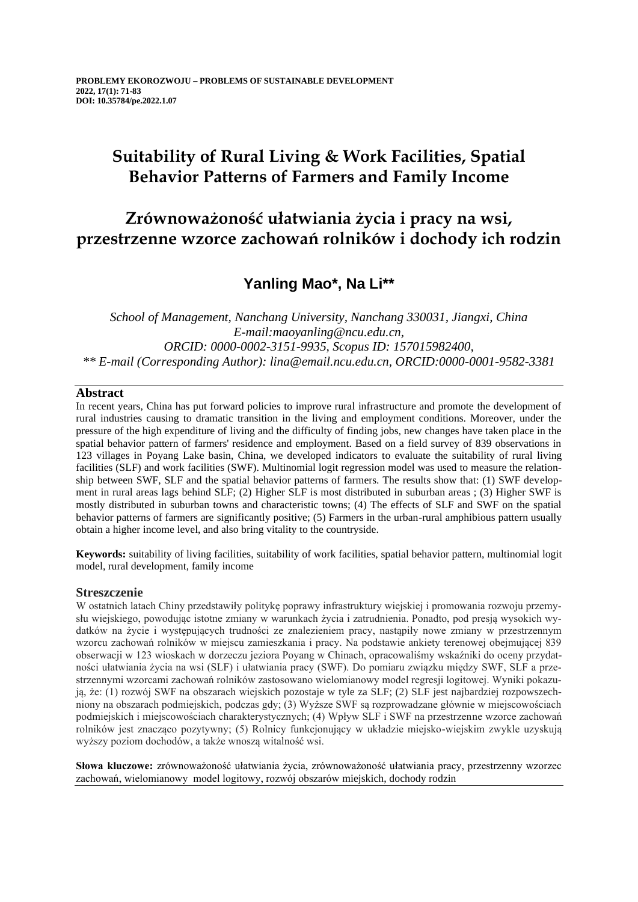**PROBLEMY EKOROZWOJU – PROBLEMS OF SUSTAINABLE DEVELOPMENT**
**2022, 17(1): 71-83**
**DOI: 10.35784/pe.2022.1.07**

# Suitability of Rural Living & Work Facilities, Spatial Behavior Patterns of Farmers and Family Income

# Zrównoważoność ułatwiania życia i pracy na wsi, przestrzenne wzorce zachowań rolników i dochody ich rodzin

## Yanling Mao*, Na Li**

*School of Management, Nanchang University, Nanchang 330031, Jiangxi, China*
*E-mail:maoyanling@ncu.edu.cn,*
*ORCID: 0000-0002-3151-9935, Scopus ID: 157015982400,*
*\*\* E-mail (Corresponding Author): lina@email.ncu.edu.cn, ORCID:0000-0001-9582-3381*

### Abstract

In recent years, China has put forward policies to improve rural infrastructure and promote the development of rural industries causing to dramatic transition in the living and employment conditions. Moreover, under the pressure of the high expenditure of living and the difficulty of finding jobs, new changes have taken place in the spatial behavior pattern of farmers' residence and employment. Based on a field survey of 839 observations in 123 villages in Poyang Lake basin, China, we developed indicators to evaluate the suitability of rural living facilities (SLF) and work facilities (SWF). Multinomial logit regression model was used to measure the relationship between SWF, SLF and the spatial behavior patterns of farmers. The results show that: (1) SWF development in rural areas lags behind SLF; (2) Higher SLF is most distributed in suburban areas ; (3) Higher SWF is mostly distributed in suburban towns and characteristic towns; (4) The effects of SLF and SWF on the spatial behavior patterns of farmers are significantly positive; (5) Farmers in the urban-rural amphibious pattern usually obtain a higher income level, and also bring vitality to the countryside.

**Keywords:** suitability of living facilities, suitability of work facilities, spatial behavior pattern, multinomial logit model, rural development, family income

### Streszczenie

W ostatnich latach Chiny przedstawiły politykę poprawy infrastruktury wiejskiej i promowania rozwoju przemysłu wiejskiego, powodując istotne zmiany w warunkach życia i zatrudnienia. Ponadto, pod presją wysokich wydatków na życie i występujących trudności ze znalezieniem pracy, nastąpiły nowe zmiany w przestrzennym wzorcu zachowań rolników w miejscu zamieszkania i pracy. Na podstawie ankiety terenowej obejmującej 839 obserwacji w 123 wioskach w dorzeczu jeziora Poyang w Chinach, opracowaliśmy wskaźniki do oceny przydatności ułatwiania życia na wsi (SLF) i ułatwiania pracy (SWF). Do pomiaru związku między SWF, SLF a przestrzennymi wzorcami zachowań rolników zastosowano wielomianowy model regresji logitowej. Wyniki pokazują, że: (1) rozwój SWF na obszarach wiejskich pozostaje w tyle za SLF; (2) SLF jest najbardziej rozpowszechniony na obszarach podmiejskich, podczas gdy; (3) Wyższe SWF są rozprowadzane głównie w miejscowościach podmiejskich i miejscowościach charakterystycznych; (4) Wpływ SLF i SWF na przestrzenne wzorce zachowań rolników jest znacząco pozytywny; (5) Rolnicy funkcjonujący w układzie miejsko-wiejskim zwykle uzyskują wyższy poziom dochodów, a także wnoszą witalność wsi.

**Słowa kluczowe:** zrównoważoność ułatwiania życia, zrównoważoność ułatwiania pracy, przestrzenny wzorzec zachowań, wielomianowy model logitowy, rozwój obszarów miejskich, dochody rodzin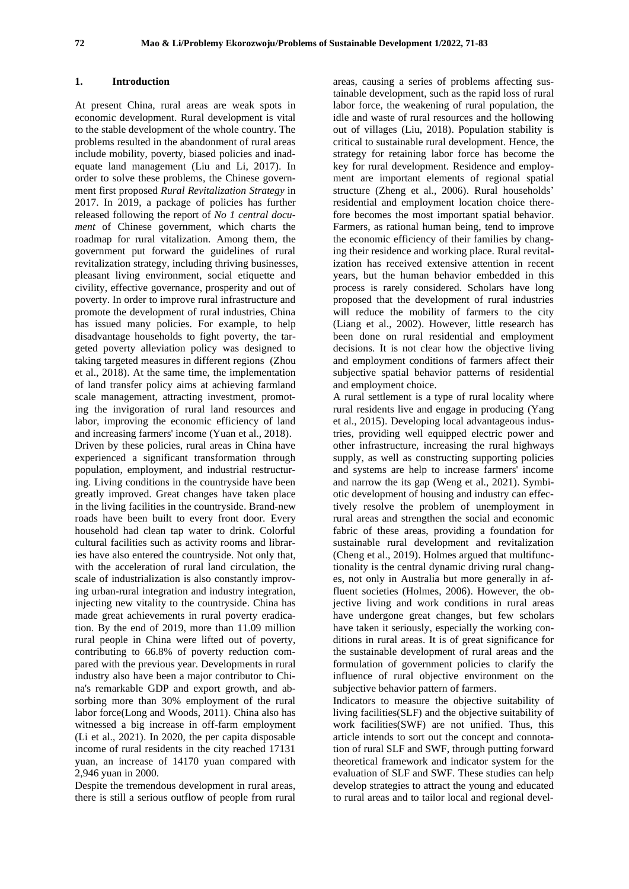## 1. Introduction

At present China, rural areas are weak spots in economic development. Rural development is vital to the stable development of the whole country. The problems resulted in the abandonment of rural areas include mobility, poverty, biased policies and inadequate land management (Liu and Li, 2017). In order to solve these problems, the Chinese government first proposed *Rural Revitalization Strategy* in 2017. In 2019, a package of policies has further released following the report of *No 1 central document* of Chinese government, which charts the roadmap for rural vitalization. Among them, the government put forward the guidelines of rural revitalization strategy, including thriving businesses, pleasant living environment, social etiquette and civility, effective governance, prosperity and out of poverty. In order to improve rural infrastructure and promote the development of rural industries, China has issued many policies. For example, to help disadvantage households to fight poverty, the targeted poverty alleviation policy was designed to taking targeted measures in different regions (Zhou et al., 2018). At the same time, the implementation of land transfer policy aims at achieving farmland scale management, attracting investment, promoting the invigoration of rural land resources and labor, improving the economic efficiency of land and increasing farmers' income (Yuan et al., 2018).

Driven by these policies, rural areas in China have experienced a significant transformation through population, employment, and industrial restructuring. Living conditions in the countryside have been greatly improved. Great changes have taken place in the living facilities in the countryside. Brand-new roads have been built to every front door. Every household had clean tap water to drink. Colorful cultural facilities such as activity rooms and libraries have also entered the countryside. Not only that, with the acceleration of rural land circulation, the scale of industrialization is also constantly improving urban-rural integration and industry integration, injecting new vitality to the countryside. China has made great achievements in rural poverty eradication. By the end of 2019, more than 11.09 million rural people in China were lifted out of poverty, contributing to 66.8% of poverty reduction compared with the previous year. Developments in rural industry also have been a major contributor to China's remarkable GDP and export growth, and absorbing more than 30% employment of the rural labor force(Long and Woods, 2011). China also has witnessed a big increase in off-farm employment (Li et al., 2021). In 2020, the per capita disposable income of rural residents in the city reached 17131 yuan, an increase of 14170 yuan compared with 2,946 yuan in 2000.

Despite the tremendous development in rural areas, there is still a serious outflow of people from rural areas, causing a series of problems affecting sustainable development, such as the rapid loss of rural labor force, the weakening of rural population, the idle and waste of rural resources and the hollowing out of villages (Liu, 2018). Population stability is critical to sustainable rural development. Hence, the strategy for retaining labor force has become the key for rural development. Residence and employment are important elements of regional spatial structure (Zheng et al., 2006). Rural households' residential and employment location choice therefore becomes the most important spatial behavior. Farmers, as rational human being, tend to improve the economic efficiency of their families by changing their residence and working place. Rural revitalization has received extensive attention in recent years, but the human behavior embedded in this process is rarely considered. Scholars have long proposed that the development of rural industries will reduce the mobility of farmers to the city (Liang et al., 2002). However, little research has been done on rural residential and employment decisions. It is not clear how the objective living and employment conditions of farmers affect their subjective spatial behavior patterns of residential and employment choice.

A rural settlement is a type of rural locality where rural residents live and engage in producing (Yang et al., 2015). Developing local advantageous industries, providing well equipped electric power and other infrastructure, increasing the rural highways supply, as well as constructing supporting policies and systems are help to increase farmers' income and narrow the its gap (Weng et al., 2021). Symbiotic development of housing and industry can effectively resolve the problem of unemployment in rural areas and strengthen the social and economic fabric of these areas, providing a foundation for sustainable rural development and revitalization (Cheng et al., 2019). Holmes argued that multifunctionality is the central dynamic driving rural changes, not only in Australia but more generally in affluent societies (Holmes, 2006). However, the objective living and work conditions in rural areas have undergone great changes, but few scholars have taken it seriously, especially the working conditions in rural areas. It is of great significance for the sustainable development of rural areas and the formulation of government policies to clarify the influence of rural objective environment on the subjective behavior pattern of farmers.

Indicators to measure the objective suitability of living facilities(SLF) and the objective suitability of work facilities(SWF) are not unified. Thus, this article intends to sort out the concept and connotation of rural SLF and SWF, through putting forward theoretical framework and indicator system for the evaluation of SLF and SWF. These studies can help develop strategies to attract the young and educated to rural areas and to tailor local and regional devel-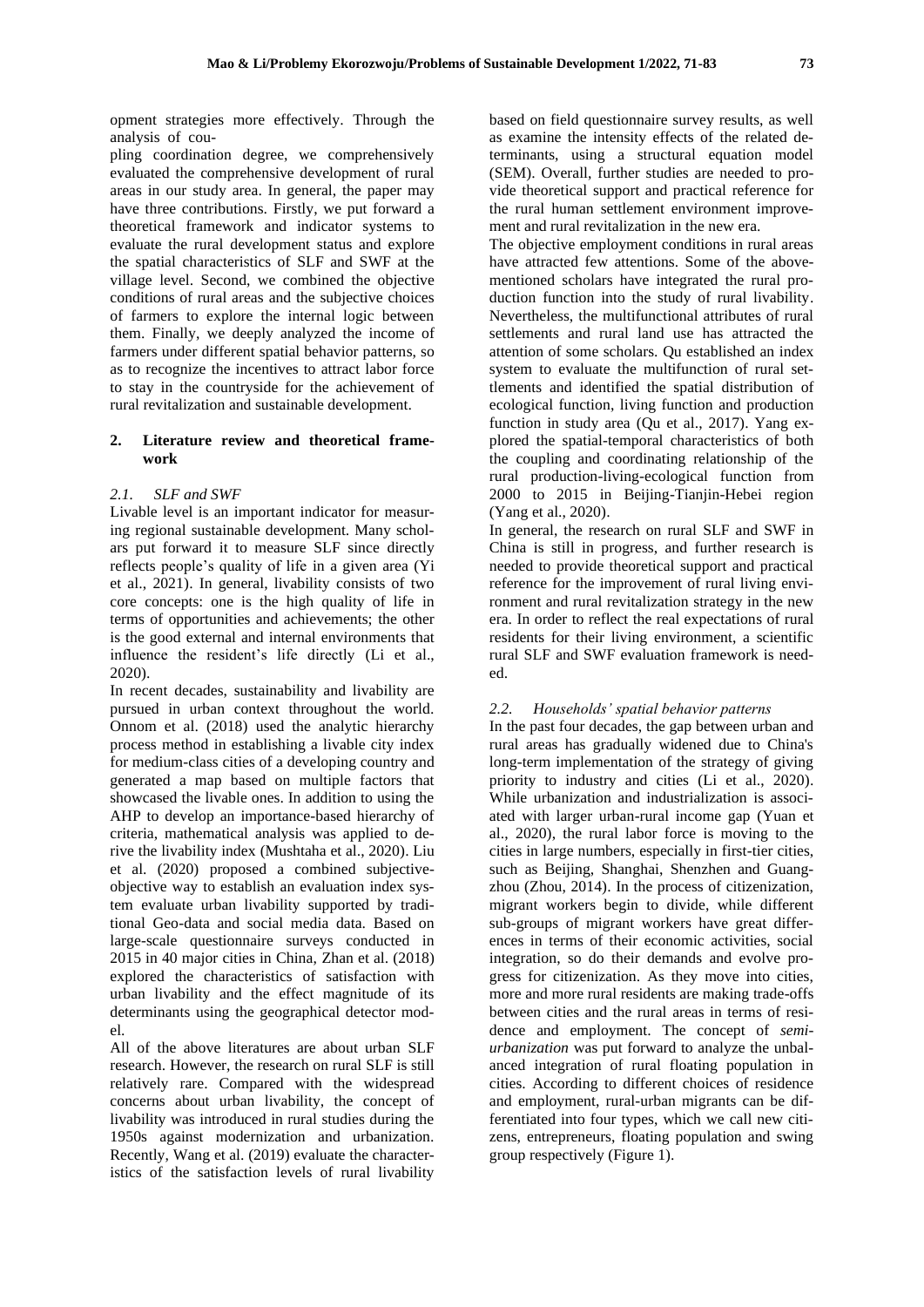opment strategies more effectively. Through the analysis of coupling coordination degree, we comprehensively evaluated the comprehensive development of rural areas in our study area. In general, the paper may have three contributions. Firstly, we put forward a theoretical framework and indicator systems to evaluate the rural development status and explore the spatial characteristics of SLF and SWF at the village level. Second, we combined the objective conditions of rural areas and the subjective choices of farmers to explore the internal logic between them. Finally, we deeply analyzed the income of farmers under different spatial behavior patterns, so as to recognize the incentives to attract labor force to stay in the countryside for the achievement of rural revitalization and sustainable development.

## 2. Literature review and theoretical framework

### *2.1. SLF and SWF*

Livable level is an important indicator for measuring regional sustainable development. Many scholars put forward it to measure SLF since directly reflects people's quality of life in a given area (Yi et al., 2021). In general, livability consists of two core concepts: one is the high quality of life in terms of opportunities and achievements; the other is the good external and internal environments that influence the resident's life directly (Li et al., 2020).

In recent decades, sustainability and livability are pursued in urban context throughout the world. Onnom et al. (2018) used the analytic hierarchy process method in establishing a livable city index for medium-class cities of a developing country and generated a map based on multiple factors that showcased the livable ones. In addition to using the AHP to develop an importance-based hierarchy of criteria, mathematical analysis was applied to derive the livability index (Mushtaha et al., 2020). Liu et al. (2020) proposed a combined subjective-objective way to establish an evaluation index system evaluate urban livability supported by traditional Geo-data and social media data. Based on large-scale questionnaire surveys conducted in 2015 in 40 major cities in China, Zhan et al. (2018) explored the characteristics of satisfaction with urban livability and the effect magnitude of its determinants using the geographical detector model.

All of the above literatures are about urban SLF research. However, the research on rural SLF is still relatively rare. Compared with the widespread concerns about urban livability, the concept of livability was introduced in rural studies during the 1950s against modernization and urbanization. Recently, Wang et al. (2019) evaluate the characteristics of the satisfaction levels of rural livability based on field questionnaire survey results, as well as examine the intensity effects of the related determinants, using a structural equation model (SEM). Overall, further studies are needed to provide theoretical support and practical reference for the rural human settlement environment improvement and rural revitalization in the new era.

The objective employment conditions in rural areas have attracted few attentions. Some of the above-mentioned scholars have integrated the rural production function into the study of rural livability. Nevertheless, the multifunctional attributes of rural settlements and rural land use has attracted the attention of some scholars. Qu established an index system to evaluate the multifunction of rural settlements and identified the spatial distribution of ecological function, living function and production function in study area (Qu et al., 2017). Yang explored the spatial-temporal characteristics of both the coupling and coordinating relationship of the rural production-living-ecological function from 2000 to 2015 in Beijing-Tianjin-Hebei region (Yang et al., 2020).

In general, the research on rural SLF and SWF in China is still in progress, and further research is needed to provide theoretical support and practical reference for the improvement of rural living environment and rural revitalization strategy in the new era. In order to reflect the real expectations of rural residents for their living environment, a scientific rural SLF and SWF evaluation framework is needed.

### *2.2. Households' spatial behavior patterns*

In the past four decades, the gap between urban and rural areas has gradually widened due to China's long-term implementation of the strategy of giving priority to industry and cities (Li et al., 2020). While urbanization and industrialization is associated with larger urban-rural income gap (Yuan et al., 2020), the rural labor force is moving to the cities in large numbers, especially in first-tier cities, such as Beijing, Shanghai, Shenzhen and Guangzhou (Zhou, 2014). In the process of citizenization, migrant workers begin to divide, while different sub-groups of migrant workers have great differences in terms of their economic activities, social integration, so do their demands and evolve progress for citizenization. As they move into cities, more and more rural residents are making trade-offs between cities and the rural areas in terms of residence and employment. The concept of *semi-urbanization* was put forward to analyze the unbalanced integration of rural floating population in cities. According to different choices of residence and employment, rural-urban migrants can be differentiated into four types, which we call new citizens, entrepreneurs, floating population and swing group respectively (Figure 1).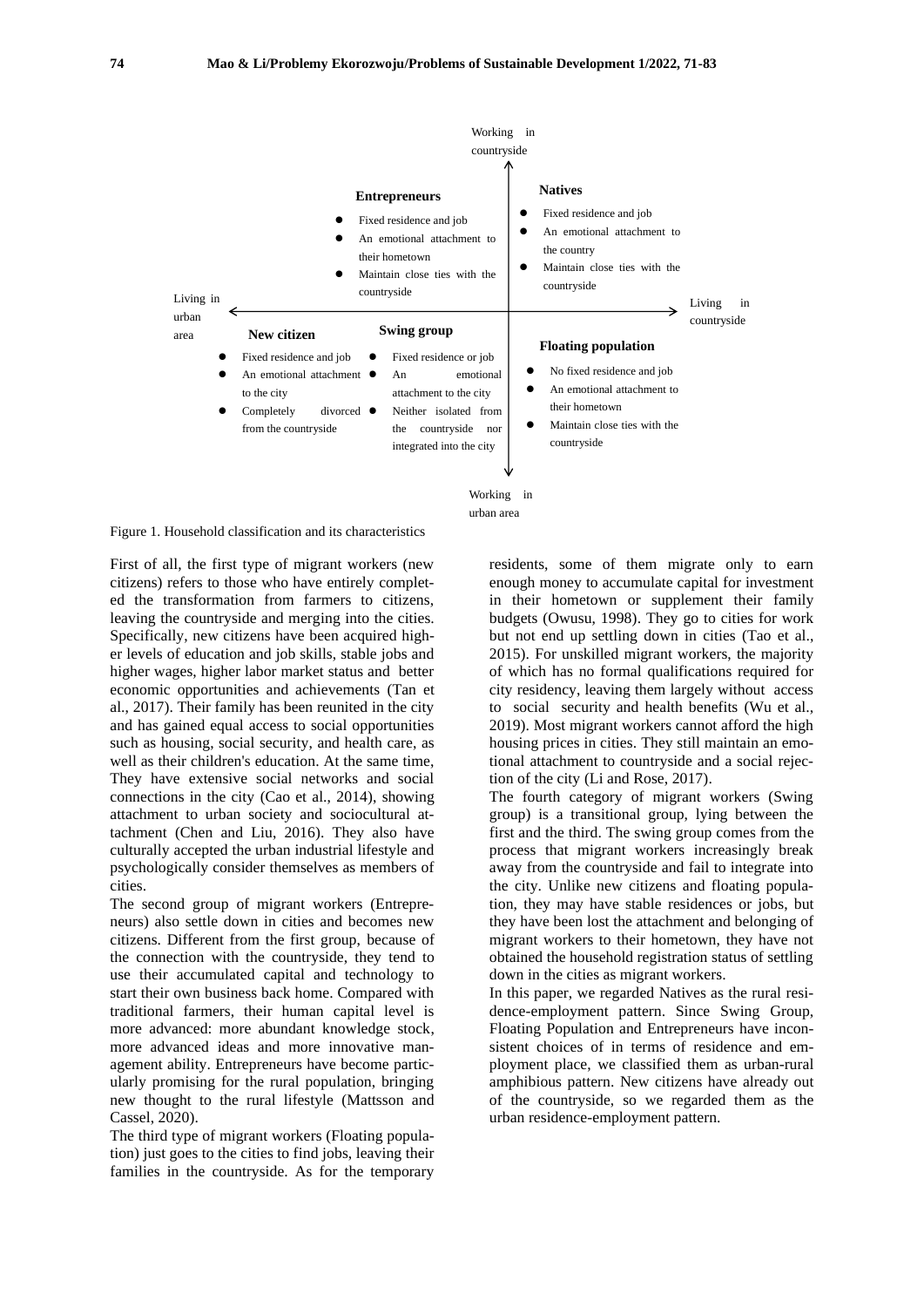Working in countryside

Living in urban area

Living in countryside

Working in urban area

**Entrepreneurs**

- Fixed residence and job
- An emotional attachment to their hometown
- Maintain close ties with the countryside

**Natives**

- Fixed residence and job
- An emotional attachment to the country
- Maintain close ties with the countryside

**New citizen**

- Fixed residence and job
- An emotional attachment to the city
- Completely divorced from the countryside

**Swing group**

- Fixed residence or job
- An emotional attachment to the city
- Neither isolated from the countryside nor integrated into the city

**Floating population**

- No fixed residence and job
- An emotional attachment to their hometown
- Maintain close ties with the countryside

Figure 1. Household classification and its characteristics

First of all, the first type of migrant workers (new citizens) refers to those who have entirely completed the transformation from farmers to citizens, leaving the countryside and merging into the cities. Specifically, new citizens have been acquired higher levels of education and job skills, stable jobs and higher wages, higher labor market status and better economic opportunities and achievements (Tan et al., 2017). Their family has been reunited in the city and has gained equal access to social opportunities such as housing, social security, and health care, as well as their children's education. At the same time, They have extensive social networks and social connections in the city (Cao et al., 2014), showing attachment to urban society and sociocultural attachment (Chen and Liu, 2016). They also have culturally accepted the urban industrial lifestyle and psychologically consider themselves as members of cities.

The second group of migrant workers (Entrepreneurs) also settle down in cities and becomes new citizens. Different from the first group, because of the connection with the countryside, they tend to use their accumulated capital and technology to start their own business back home. Compared with traditional farmers, their human capital level is more advanced: more abundant knowledge stock, more advanced ideas and more innovative management ability. Entrepreneurs have become particularly promising for the rural population, bringing new thought to the rural lifestyle (Mattsson and Cassel, 2020).

The third type of migrant workers (Floating population) just goes to the cities to find jobs, leaving their families in the countryside. As for the temporary residents, some of them migrate only to earn enough money to accumulate capital for investment in their hometown or supplement their family budgets (Owusu, 1998). They go to cities for work but not end up settling down in cities (Tao et al., 2015). For unskilled migrant workers, the majority of which has no formal qualifications required for city residency, leaving them largely without access to social security and health benefits (Wu et al., 2019). Most migrant workers cannot afford the high housing prices in cities. They still maintain an emotional attachment to countryside and a social rejection of the city (Li and Rose, 2017).

The fourth category of migrant workers (Swing group) is a transitional group, lying between the first and the third. The swing group comes from the process that migrant workers increasingly break away from the countryside and fail to integrate into the city. Unlike new citizens and floating population, they may have stable residences or jobs, but they have been lost the attachment and belonging of migrant workers to their hometown, they have not obtained the household registration status of settling down in the cities as migrant workers.

In this paper, we regarded Natives as the rural residence-employment pattern. Since Swing Group, Floating Population and Entrepreneurs have inconsistent choices of in terms of residence and employment place, we classified them as urban-rural amphibious pattern. New citizens have already out of the countryside, so we regarded them as the urban residence-employment pattern.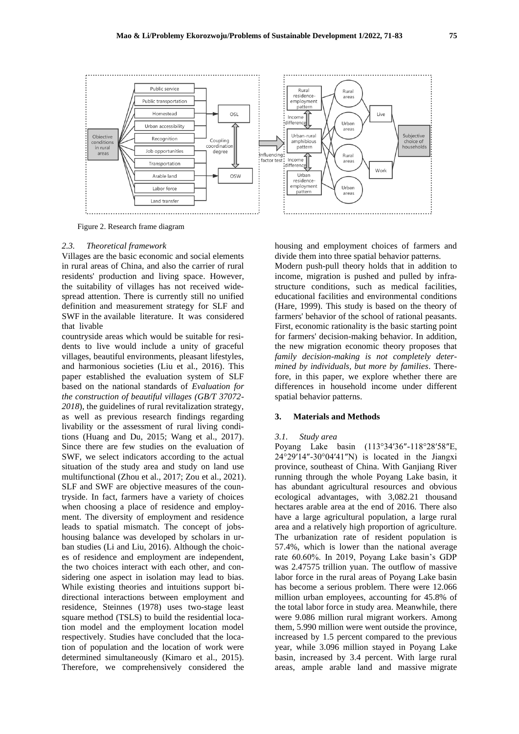Figure 2. Research frame diagram

### 2.3. Theoretical framework

Villages are the basic economic and social elements in rural areas of China, and also the carrier of rural residents' production and living space. However, the suitability of villages has not received widespread attention. There is currently still no unified definition and measurement strategy for SLF and SWF in the available literature. It was considered that livable countryside areas which would be suitable for residents to live would include a unity of graceful villages, beautiful environments, pleasant lifestyles, and harmonious societies (Liu et al., 2016). This paper established the evaluation system of SLF based on the national standards of *Evaluation for the construction of beautiful villages (GB/T 37072-2018*), the guidelines of rural revitalization strategy, as well as previous research findings regarding livability or the assessment of rural living conditions (Huang and Du, 2015; Wang et al., 2017). Since there are few studies on the evaluation of SWF, we select indicators according to the actual situation of the study area and study on land use multifunctional (Zhou et al., 2017; Zou et al., 2021). SLF and SWF are objective measures of the countryside. In fact, farmers have a variety of choices when choosing a place of residence and employment. The diversity of employment and residence leads to spatial mismatch. The concept of jobs-housing balance was developed by scholars in urban studies (Li and Liu, 2016). Although the choices of residence and employment are independent, the two choices interact with each other, and considering one aspect in isolation may lead to bias. While existing theories and intuitions support bi-directional interactions between employment and residence, Steinnes (1978) uses two-stage least square method (TSLS) to build the residential location model and the employment location model respectively. Studies have concluded that the location of population and the location of work were determined simultaneously (Kimaro et al., 2015). Therefore, we comprehensively considered the housing and employment choices of farmers and divide them into three spatial behavior patterns.

Modern push-pull theory holds that in addition to income, migration is pushed and pulled by infrastructure conditions, such as medical facilities, educational facilities and environmental conditions (Hare, 1999). This study is based on the theory of farmers' behavior of the school of rational peasants. First, economic rationality is the basic starting point for farmers' decision-making behavior. In addition, the new migration economic theory proposes that *family decision-making is not completely determined by individuals, but more by families*. Therefore, in this paper, we explore whether there are differences in household income under different spatial behavior patterns.

## 3. Materials and Methods

### 3.1. Study area

Poyang Lake basin (113°34′36″-118°28′58″E, 24°29′14″-30°04′41″N) is located in the Jiangxi province, southeast of China. With Ganjiang River running through the whole Poyang Lake basin, it has abundant agricultural resources and obvious ecological advantages, with 3,082.21 thousand hectares arable area at the end of 2016. There also have a large agricultural population, a large rural area and a relatively high proportion of agriculture. The urbanization rate of resident population is 57.4%, which is lower than the national average rate 60.60%. In 2019, Poyang Lake basin's GDP was 2.47575 trillion yuan. The outflow of massive labor force in the rural areas of Poyang Lake basin has become a serious problem. There were 12.066 million urban employees, accounting for 45.8% of the total labor force in study area. Meanwhile, there were 9.086 million rural migrant workers. Among them, 5.990 million were went outside the province, increased by 1.5 percent compared to the previous year, while 3.096 million stayed in Poyang Lake basin, increased by 3.4 percent. With large rural areas, ample arable land and massive migrate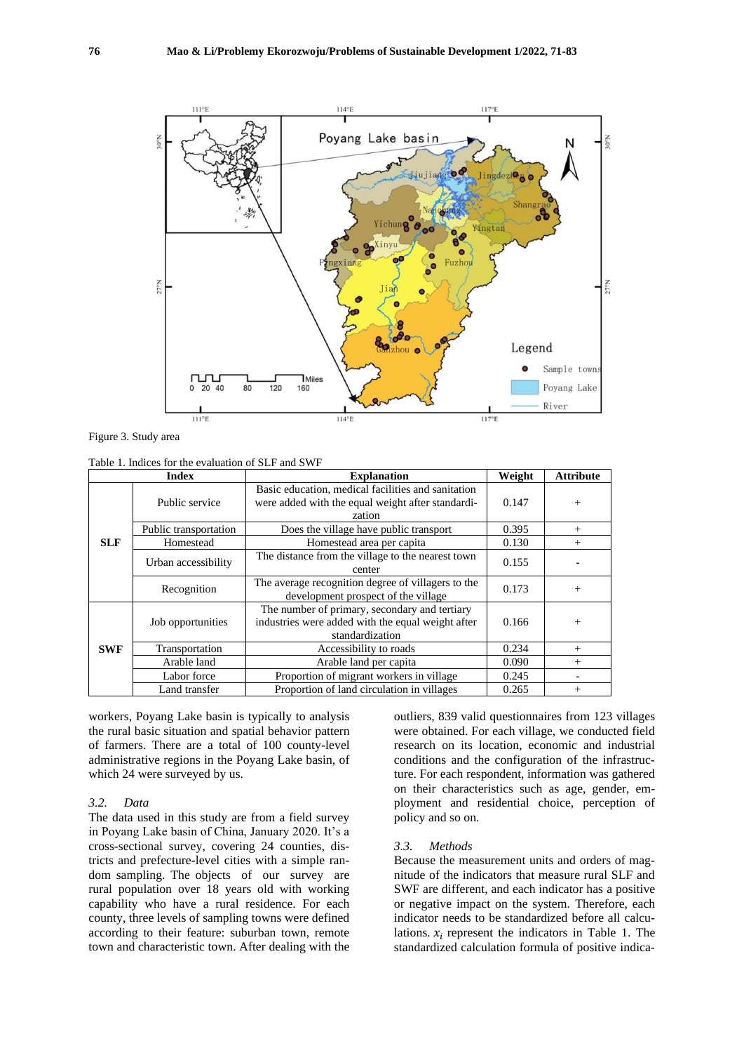Figure 3. Study area

Table 1. Indices for the evaluation of SLF and SWF

| Index | | Explanation | Weight | Attribute |
|---|---|---|---|---|
| SLF | Public service | Basic education, medical facilities and sanitation were added with the equal weight after standardization | 0.147 | + |
| | Public transportation | Does the village have public transport | 0.395 | + |
| | Homestead | Homestead area per capita | 0.130 | + |
| | Urban accessibility | The distance from the village to the nearest town center | 0.155 | - |
| | Recognition | The average recognition degree of villagers to the development prospect of the village | 0.173 | + |
| SWF | Job opportunities | The number of primary, secondary and tertiary industries were added with the equal weight after standardization | 0.166 | + |
| | Transportation | Accessibility to roads | 0.234 | + |
| | Arable land | Arable land per capita | 0.090 | + |
| | Labor force | Proportion of migrant workers in village | 0.245 | - |
| | Land transfer | Proportion of land circulation in villages | 0.265 | + |

workers, Poyang Lake basin is typically to analysis the rural basic situation and spatial behavior pattern of farmers. There are a total of 100 county-level administrative regions in the Poyang Lake basin, of which 24 were surveyed by us.

### 3.2. *Data*

The data used in this study are from a field survey in Poyang Lake basin of China, January 2020. It's a cross-sectional survey, covering 24 counties, districts and prefecture-level cities with a simple random sampling. The objects of our survey are rural population over 18 years old with working capability who have a rural residence. For each county, three levels of sampling towns were defined according to their feature: suburban town, remote town and characteristic town. After dealing with the outliers, 839 valid questionnaires from 123 villages were obtained. For each village, we conducted field research on its location, economic and industrial conditions and the configuration of the infrastructure. For each respondent, information was gathered on their characteristics such as age, gender, employment and residential choice, perception of policy and so on.

### 3.3. *Methods*

Because the measurement units and orders of magnitude of the indicators that measure rural SLF and SWF are different, and each indicator has a positive or negative impact on the system. Therefore, each indicator needs to be standardized before all calculations. $x_i$ represent the indicators in Table 1. The standardized calculation formula of positive indica-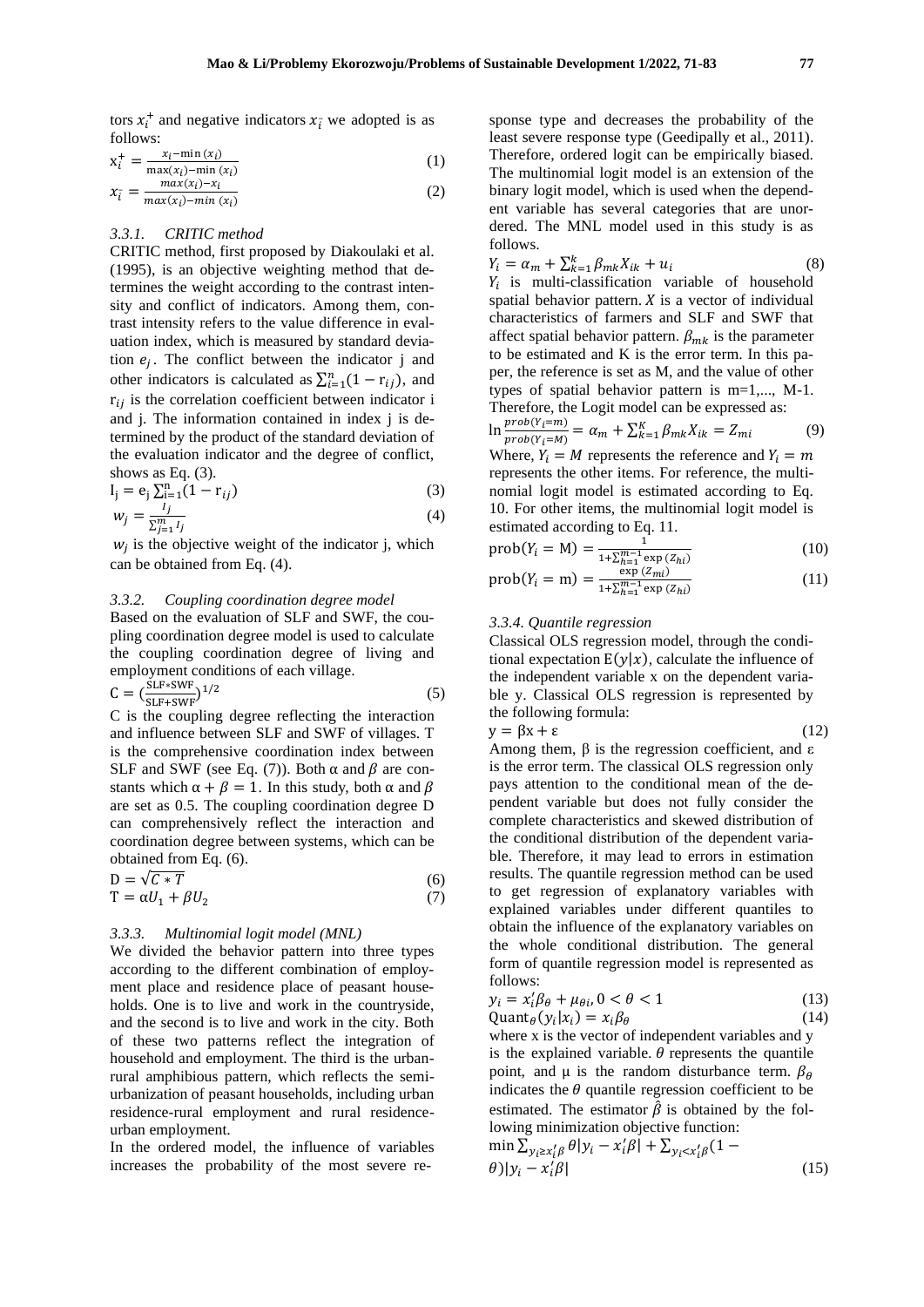tors $x_i^+$ and negative indicators $x_i^-$ we adopted is as follows:

$$x_i^+ = \frac{x_i - \min(x_i)}{\max(x_i) - \min(x_i)} \tag{1}$$

$$x_i^- = \frac{\max(x_i) - x_i}{\max(x_i) - \min(x_i)} \tag{2}$$

#### 3.3.1. CRITIC method

CRITIC method, first proposed by Diakoulaki et al. (1995), is an objective weighting method that determines the weight according to the contrast intensity and conflict of indicators. Among them, contrast intensity refers to the value difference in evaluation index, which is measured by standard deviation $e_j$. The conflict between the indicator j and other indicators is calculated as $\sum_{i=1}^{n}(1 - r_{ij})$, and $r_{ij}$ is the correlation coefficient between indicator i and j. The information contained in index j is determined by the product of the standard deviation of the evaluation indicator and the degree of conflict, shows as Eq. (3).

$$I_j = e_j \sum_{i=1}^{n}(1 - r_{ij}) \tag{3}$$

$$w_j = \frac{I_j}{\sum_{j=1}^{m} I_j} \tag{4}$$

$w_j$ is the objective weight of the indicator j, which can be obtained from Eq. (4).

#### 3.3.2. Coupling coordination degree model

Based on the evaluation of SLF and SWF, the coupling coordination degree model is used to calculate the coupling coordination degree of living and employment conditions of each village.

$$C = \left(\frac{\text{SLF} * \text{SWF}}{\text{SLF} + \text{SWF}}\right)^{1/2} \tag{5}$$

C is the coupling degree reflecting the interaction and influence between SLF and SWF of villages. T is the comprehensive coordination index between SLF and SWF (see Eq. (7)). Both $\alpha$ and $\beta$ are constants which $\alpha + \beta = 1$. In this study, both $\alpha$ and $\beta$ are set as 0.5. The coupling coordination degree D can comprehensively reflect the interaction and coordination degree between systems, which can be obtained from Eq. (6).

$$D = \sqrt{C * T} \tag{6}$$

$$T = \alpha U_1 + \beta U_2 \tag{7}$$

#### 3.3.3. Multinomial logit model (MNL)

We divided the behavior pattern into three types according to the different combination of employment place and residence place of peasant households. One is to live and work in the countryside, and the second is to live and work in the city. Both of these two patterns reflect the integration of household and employment. The third is the urban-rural amphibious pattern, which reflects the semi-urbanization of peasant households, including urban residence-rural employment and rural residence-urban employment.

In the ordered model, the influence of variables increases the probability of the most severe response type and decreases the probability of the least severe response type (Geedipally et al., 2011). Therefore, ordered logit can be empirically biased. The multinomial logit model is an extension of the binary logit model, which is used when the dependent variable has several categories that are unordered. The MNL model used in this study is as follows.

$$Y_i = \alpha_m + \sum_{k=1}^{k} \beta_{mk} X_{ik} + u_i \tag{8}$$

$Y_i$ is multi-classification variable of household spatial behavior pattern. $X$ is a vector of individual characteristics of farmers and SLF and SWF that affect spatial behavior pattern. $\beta_{mk}$ is the parameter to be estimated and K is the error term. In this paper, the reference is set as M, and the value of other types of spatial behavior pattern is m=1,..., M-1. Therefore, the Logit model can be expressed as:

$$\ln \frac{prob(Y_i = m)}{prob(Y_i = M)} = \alpha_m + \sum_{k=1}^{K} \beta_{mk} X_{ik} = Z_{mi} \tag{9}$$

Where, $Y_i = M$ represents the reference and $Y_i = m$ represents the other items. For reference, the multinomial logit model is estimated according to Eq. 10. For other items, the multinomial logit model is estimated according to Eq. 11.

$$\text{prob}(Y_i = \text{M}) = \frac{1}{1 + \sum_{h=1}^{m-1} \exp(Z_{hi})} \tag{10}$$

$$\text{prob}(Y_i = \text{m}) = \frac{\exp(Z_{mi})}{1 + \sum_{h=1}^{m-1} \exp(Z_{hi})} \tag{11}$$

#### 3.3.4. Quantile regression

Classical OLS regression model, through the conditional expectation $E(y|x)$, calculate the influence of the independent variable x on the dependent variable y. Classical OLS regression is represented by the following formula:

$$y = \beta x + \varepsilon \tag{12}$$

Among them, $\beta$ is the regression coefficient, and $\varepsilon$ is the error term. The classical OLS regression only pays attention to the conditional mean of the dependent variable but does not fully consider the complete characteristics and skewed distribution of the conditional distribution of the dependent variable. Therefore, it may lead to errors in estimation results. The quantile regression method can be used to get regression of explanatory variables with explained variables under different quantiles to obtain the influence of the explanatory variables on the whole conditional distribution. The general form of quantile regression model is represented as follows:

$$y_i = x_i' \beta_\theta + \mu_{\theta i}, 0 < \theta < 1 \tag{13}$$

$$\text{Quant}_\theta(y_i|x_i) = x_i \beta_\theta \tag{14}$$

where x is the vector of independent variables and y is the explained variable. $\theta$ represents the quantile point, and $\mu$ is the random disturbance term. $\beta_\theta$ indicates the $\theta$ quantile regression coefficient to be estimated. The estimator $\hat{\beta}$ is obtained by the following minimization objective function:

$$\min \sum_{y_i \geq x_i'\beta} \theta |y_i - x_i'\beta| + \sum_{y_i < x_i'\beta} (1 - \theta)|y_i - x_i'\beta| \tag{15}$$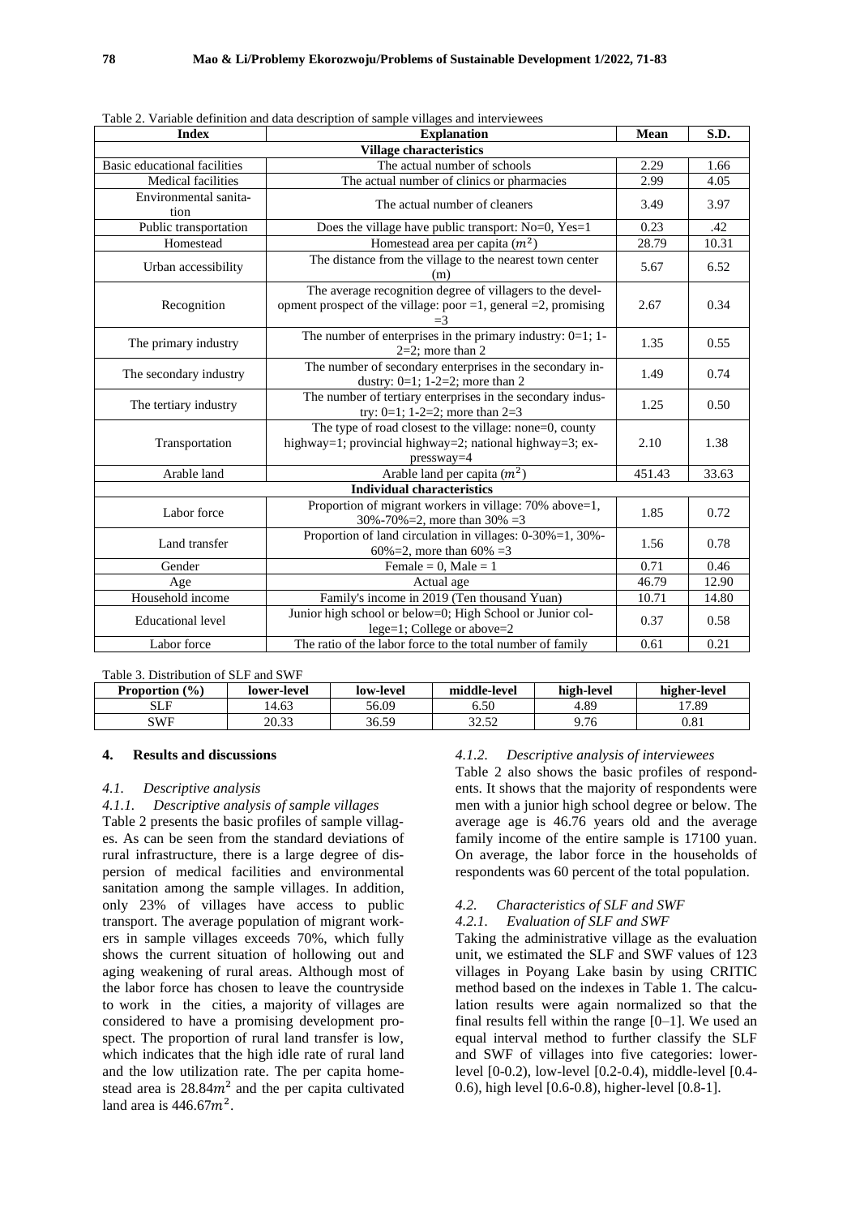Table 2. Variable definition and data description of sample villages and interviewees

| Index | Explanation | Mean | S.D. |
|---|---|---|---|
| **Village characteristics** | | | |
| Basic educational facilities | The actual number of schools | 2.29 | 1.66 |
| Medical facilities | The actual number of clinics or pharmacies | 2.99 | 4.05 |
| Environmental sanitation | The actual number of cleaners | 3.49 | 3.97 |
| Public transportation | Does the village have public transport: No=0, Yes=1 | 0.23 | .42 |
| Homestead | Homestead area per capita ($m^2$) | 28.79 | 10.31 |
| Urban accessibility | The distance from the village to the nearest town center (m) | 5.67 | 6.52 |
| Recognition | The average recognition degree of villagers to the development prospect of the village: poor =1, general =2, promising =3 | 2.67 | 0.34 |
| The primary industry | The number of enterprises in the primary industry: 0=1; 1-2=2; more than 2 | 1.35 | 0.55 |
| The secondary industry | The number of secondary enterprises in the secondary industry: 0=1; 1-2=2; more than 2 | 1.49 | 0.74 |
| The tertiary industry | The number of tertiary enterprises in the secondary industry: 0=1; 1-2=2; more than 2=3 | 1.25 | 0.50 |
| Transportation | The type of road closest to the village: none=0, county highway=1; provincial highway=2; national highway=3; expressway=4 | 2.10 | 1.38 |
| Arable land | Arable land per capita ($m^2$) | 451.43 | 33.63 |
| **Individual characteristics** | | | |
| Labor force | Proportion of migrant workers in village: 70% above=1, 30%-70%=2, more than 30% =3 | 1.85 | 0.72 |
| Land transfer | Proportion of land circulation in villages: 0-30%=1, 30%-60%=2, more than 60% =3 | 1.56 | 0.78 |
| Gender | Female = 0, Male = 1 | 0.71 | 0.46 |
| Age | Actual age | 46.79 | 12.90 |
| Household income | Family's income in 2019 (Ten thousand Yuan) | 10.71 | 14.80 |
| Educational level | Junior high school or below=0; High School or Junior college=1; College or above=2 | 0.37 | 0.58 |
| Labor force | The ratio of the labor force to the total number of family | 0.61 | 0.21 |

Table 3. Distribution of SLF and SWF

| Proportion (%) | lower-level | low-level | middle-level | high-level | higher-level |
|---|---|---|---|---|---|
| SLF | 14.63 | 56.09 | 6.50 | 4.89 | 17.89 |
| SWF | 20.33 | 36.59 | 32.52 | 9.76 | 0.81 |

## 4. Results and discussions

### 4.1. Descriptive analysis

#### 4.1.1. Descriptive analysis of sample villages

Table 2 presents the basic profiles of sample villages. As can be seen from the standard deviations of rural infrastructure, there is a large degree of dispersion of medical facilities and environmental sanitation among the sample villages. In addition, only 23% of villages have access to public transport. The average population of migrant workers in sample villages exceeds 70%, which fully shows the current situation of hollowing out and aging weakening of rural areas. Although most of the labor force has chosen to leave the countryside to work in the cities, a majority of villages are considered to have a promising development prospect. The proportion of rural land transfer is low, which indicates that the high idle rate of rural land and the low utilization rate. The per capita homestead area is $28.84m^2$ and the per capita cultivated land area is $446.67m^2$.

#### 4.1.2. Descriptive analysis of interviewees

Table 2 also shows the basic profiles of respondents. It shows that the majority of respondents were men with a junior high school degree or below. The average age is 46.76 years old and the average family income of the entire sample is 17100 yuan. On average, the labor force in the households of respondents was 60 percent of the total population.

### 4.2. Characteristics of SLF and SWF

#### 4.2.1. Evaluation of SLF and SWF

Taking the administrative village as the evaluation unit, we estimated the SLF and SWF values of 123 villages in Poyang Lake basin by using CRITIC method based on the indexes in Table 1. The calculation results were again normalized so that the final results fell within the range [0–1]. We used an equal interval method to further classify the SLF and SWF of villages into five categories: lower-level [0-0.2), low-level [0.2-0.4), middle-level [0.4-0.6), high level [0.6-0.8), higher-level [0.8-1].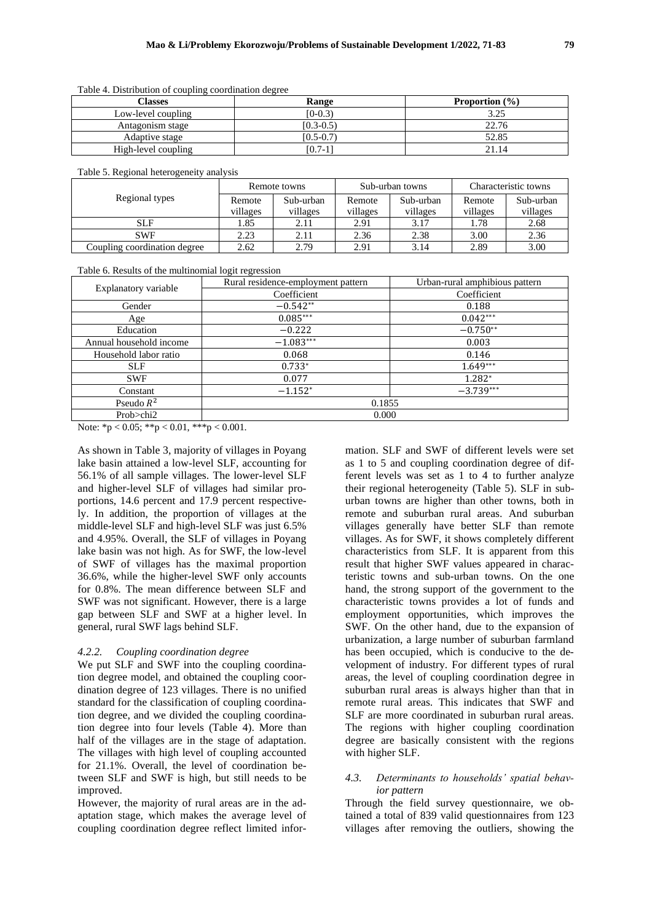Table 4. Distribution of coupling coordination degree

| Classes | Range | Proportion (%) |
|---|---|---|
| Low-level coupling | [0-0.3) | 3.25 |
| Antagonism stage | [0.3-0.5) | 22.76 |
| Adaptive stage | [0.5-0.7) | 52.85 |
| High-level coupling | [0.7-1] | 21.14 |

Table 5. Regional heterogeneity analysis

| Regional types | Remote towns | | Sub-urban towns | | Characteristic towns | |
|---|---|---|---|---|---|---|
| | Remote villages | Sub-urban villages | Remote villages | Sub-urban villages | Remote villages | Sub-urban villages |
| SLF | 1.85 | 2.11 | 2.91 | 3.17 | 1.78 | 2.68 |
| SWF | 2.23 | 2.11 | 2.36 | 2.38 | 3.00 | 2.36 |
| Coupling coordination degree | 2.62 | 2.79 | 2.91 | 3.14 | 2.89 | 3.00 |

Table 6. Results of the multinomial logit regression

| Explanatory variable | Rural residence-employment pattern | Urban-rural amphibious pattern |
|---|---|---|
| | Coefficient | Coefficient |
| Gender | $-0.542^{**}$ | 0.188 |
| Age | $0.085^{***}$ | $0.042^{***}$ |
| Education | $-0.222$ | $-0.750^{**}$ |
| Annual household income | $-1.083^{***}$ | 0.003 |
| Household labor ratio | 0.068 | 0.146 |
| SLF | $0.733^{*}$ | $1.649^{***}$ |
| SWF | 0.077 | $1.282^{*}$ |
| Constant | $-1.152^{*}$ | $-3.739^{***}$ |
| Pseudo $R^2$ | 0.1855 | |
| Prob>chi2 | 0.000 | |

Note: *p < 0.05; **p < 0.01, ***p < 0.001.

As shown in Table 3, majority of villages in Poyang lake basin attained a low-level SLF, accounting for 56.1% of all sample villages. The lower-level SLF and higher-level SLF of villages had similar proportions, 14.6 percent and 17.9 percent respectively. In addition, the proportion of villages at the middle-level SLF and high-level SLF was just 6.5% and 4.95%. Overall, the SLF of villages in Poyang lake basin was not high. As for SWF, the low-level of SWF of villages has the maximal proportion 36.6%, while the higher-level SWF only accounts for 0.8%. The mean difference between SLF and SWF was not significant. However, there is a large gap between SLF and SWF at a higher level. In general, rural SWF lags behind SLF.

#### *4.2.2. Coupling coordination degree*

We put SLF and SWF into the coupling coordination degree model, and obtained the coupling coordination degree of 123 villages. There is no unified standard for the classification of coupling coordination degree, and we divided the coupling coordination degree into four levels (Table 4). More than half of the villages are in the stage of adaptation. The villages with high level of coupling accounted for 21.1%. Overall, the level of coordination between SLF and SWF is high, but still needs to be improved.

However, the majority of rural areas are in the adaptation stage, which makes the average level of coupling coordination degree reflect limited information. SLF and SWF of different levels were set as 1 to 5 and coupling coordination degree of different levels was set as 1 to 4 to further analyze their regional heterogeneity (Table 5). SLF in suburban towns are higher than other towns, both in remote and suburban rural areas. And suburban villages generally have better SLF than remote villages. As for SWF, it shows completely different characteristics from SLF. It is apparent from this result that higher SWF values appeared in characteristic towns and sub-urban towns. On the one hand, the strong support of the government to the characteristic towns provides a lot of funds and employment opportunities, which improves the SWF. On the other hand, due to the expansion of urbanization, a large number of suburban farmland has been occupied, which is conducive to the development of industry. For different types of rural areas, the level of coupling coordination degree in suburban rural areas is always higher than that in remote rural areas. This indicates that SWF and SLF are more coordinated in suburban rural areas. The regions with higher coupling coordination degree are basically consistent with the regions with higher SLF.

### *4.3. Determinants to households' spatial behavior pattern*

Through the field survey questionnaire, we obtained a total of 839 valid questionnaires from 123 villages after removing the outliers, showing the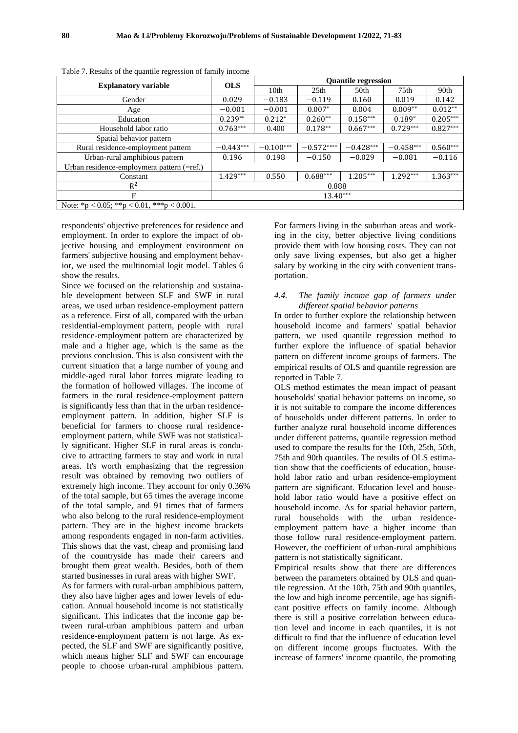Table 7. Results of the quantile regression of family income

| Explanatory variable | OLS | Quantile regression | | | | |
|---|---|---|---|---|---|---|
| | | 10th | 25th | 50th | 75th | 90th |
| Gender | 0.029 | −0.183 | −0.119 | 0.160 | 0.019 | 0.142 |
| Age | −0.001 | −0.001 | 0.007* | 0.004 | 0.009** | 0.012** |
| Education | 0.239** | 0.212* | 0.260** | 0.158*** | 0.189* | 0.205*** |
| Household labor ratio | 0.763*** | 0.400 | 0.178** | 0.667*** | 0.729*** | 0.827*** |
| Spatial behavior pattern | | | | | | |
| Rural residence-employment pattern | −0.443*** | −0.100*** | −0.572**** | −0.428*** | −0.458*** | 0.560*** |
| Urban-rural amphibious pattern | 0.196 | 0.198 | −0.150 | −0.029 | −0.081 | −0.116 |
| Urban residence-employment pattern (=ref.) | | | | | | |
| Constant | 1.429*** | 0.550 | 0.688*** | 1.205*** | 1.292*** | 1.363*** |
| $R^2$ | 0.888 | | | | | |
| F | 13.40*** | | | | | |

Note: *p < 0.05; **p < 0.01, ***p < 0.001.

respondents' objective preferences for residence and employment. In order to explore the impact of objective housing and employment environment on farmers' subjective housing and employment behavior, we used the multinomial logit model. Tables 6 show the results.

Since we focused on the relationship and sustainable development between SLF and SWF in rural areas, we used urban residence-employment pattern as a reference. First of all, compared with the urban residential-employment pattern, people with rural residence-employment pattern are characterized by male and a higher age, which is the same as the previous conclusion. This is also consistent with the current situation that a large number of young and middle-aged rural labor forces migrate leading to the formation of hollowed villages. The income of farmers in the rural residence-employment pattern is significantly less than that in the urban residence-employment pattern. In addition, higher SLF is beneficial for farmers to choose rural residence-employment pattern, while SWF was not statistically significant. Higher SLF in rural areas is conducive to attracting farmers to stay and work in rural areas. It's worth emphasizing that the regression result was obtained by removing two outliers of extremely high income. They account for only 0.36% of the total sample, but 65 times the average income of the total sample, and 91 times that of farmers who also belong to the rural residence-employment pattern. They are in the highest income brackets among respondents engaged in non-farm activities. This shows that the vast, cheap and promising land of the countryside has made their careers and brought them great wealth. Besides, both of them started businesses in rural areas with higher SWF.

As for farmers with rural-urban amphibious pattern, they also have higher ages and lower levels of education. Annual household income is not statistically significant. This indicates that the income gap between rural-urban amphibious pattern and urban residence-employment pattern is not large. As expected, the SLF and SWF are significantly positive, which means higher SLF and SWF can encourage people to choose urban-rural amphibious pattern.

For farmers living in the suburban areas and working in the city, better objective living conditions provide them with low housing costs. They can not only save living expenses, but also get a higher salary by working in the city with convenient transportation.

### 4.4. The family income gap of farmers under different spatial behavior patterns

In order to further explore the relationship between household income and farmers' spatial behavior pattern, we used quantile regression method to further explore the influence of spatial behavior pattern on different income groups of farmers. The empirical results of OLS and quantile regression are reported in Table 7.

OLS method estimates the mean impact of peasant households' spatial behavior patterns on income, so it is not suitable to compare the income differences of households under different patterns. In order to further analyze rural household income differences under different patterns, quantile regression method used to compare the results for the 10th, 25th, 50th, 75th and 90th quantiles. The results of OLS estimation show that the coefficients of education, household labor ratio and urban residence-employment pattern are significant. Education level and household labor ratio would have a positive effect on household income. As for spatial behavior pattern, rural households with the urban residence-employment pattern have a higher income than those follow rural residence-employment pattern. However, the coefficient of urban-rural amphibious pattern is not statistically significant.

Empirical results show that there are differences between the parameters obtained by OLS and quantile regression. At the 10th, 75th and 90th quantiles, the low and high income percentile, age has significant positive effects on family income. Although there is still a positive correlation between education level and income in each quantiles, it is not difficult to find that the influence of education level on different income groups fluctuates. With the increase of farmers' income quantile, the promoting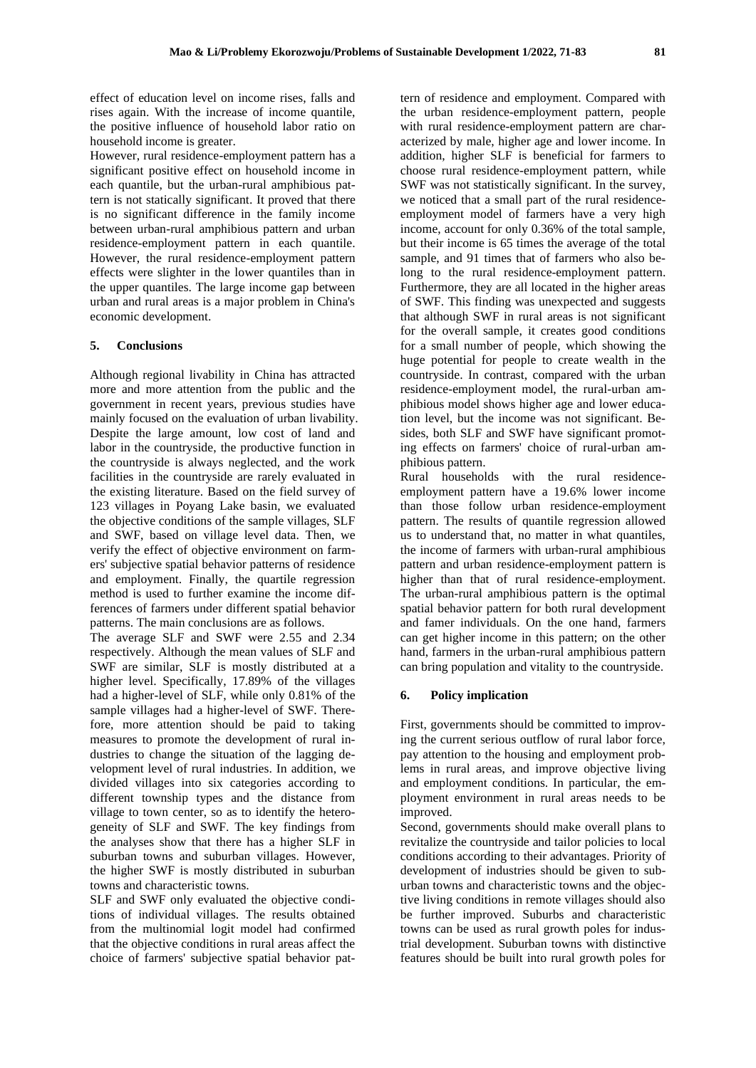effect of education level on income rises, falls and rises again. With the increase of income quantile, the positive influence of household labor ratio on household income is greater.

However, rural residence-employment pattern has a significant positive effect on household income in each quantile, but the urban-rural amphibious pattern is not statically significant. It proved that there is no significant difference in the family income between urban-rural amphibious pattern and urban residence-employment pattern in each quantile. However, the rural residence-employment pattern effects were slighter in the lower quantiles than in the upper quantiles. The large income gap between urban and rural areas is a major problem in China's economic development.

## 5. Conclusions

Although regional livability in China has attracted more and more attention from the public and the government in recent years, previous studies have mainly focused on the evaluation of urban livability. Despite the large amount, low cost of land and labor in the countryside, the productive function in the countryside is always neglected, and the work facilities in the countryside are rarely evaluated in the existing literature. Based on the field survey of 123 villages in Poyang Lake basin, we evaluated the objective conditions of the sample villages, SLF and SWF, based on village level data. Then, we verify the effect of objective environment on farmers' subjective spatial behavior patterns of residence and employment. Finally, the quartile regression method is used to further examine the income differences of farmers under different spatial behavior patterns. The main conclusions are as follows.

The average SLF and SWF were 2.55 and 2.34 respectively. Although the mean values of SLF and SWF are similar, SLF is mostly distributed at a higher level. Specifically, 17.89% of the villages had a higher-level of SLF, while only 0.81% of the sample villages had a higher-level of SWF. Therefore, more attention should be paid to taking measures to promote the development of rural industries to change the situation of the lagging development level of rural industries. In addition, we divided villages into six categories according to different township types and the distance from village to town center, so as to identify the heterogeneity of SLF and SWF. The key findings from the analyses show that there has a higher SLF in suburban towns and suburban villages. However, the higher SWF is mostly distributed in suburban towns and characteristic towns.

SLF and SWF only evaluated the objective conditions of individual villages. The results obtained from the multinomial logit model had confirmed that the objective conditions in rural areas affect the choice of farmers' subjective spatial behavior pattern of residence and employment. Compared with the urban residence-employment pattern, people with rural residence-employment pattern are characterized by male, higher age and lower income. In addition, higher SLF is beneficial for farmers to choose rural residence-employment pattern, while SWF was not statistically significant. In the survey, we noticed that a small part of the rural residence-employment model of farmers have a very high income, account for only 0.36% of the total sample, but their income is 65 times the average of the total sample, and 91 times that of farmers who also belong to the rural residence-employment pattern. Furthermore, they are all located in the higher areas of SWF. This finding was unexpected and suggests that although SWF in rural areas is not significant for the overall sample, it creates good conditions for a small number of people, which showing the huge potential for people to create wealth in the countryside. In contrast, compared with the urban residence-employment model, the rural-urban amphibious model shows higher age and lower education level, but the income was not significant. Besides, both SLF and SWF have significant promoting effects on farmers' choice of rural-urban amphibious pattern.

Rural households with the rural residence-employment pattern have a 19.6% lower income than those follow urban residence-employment pattern. The results of quantile regression allowed us to understand that, no matter in what quantiles, the income of farmers with urban-rural amphibious pattern and urban residence-employment pattern is higher than that of rural residence-employment. The urban-rural amphibious pattern is the optimal spatial behavior pattern for both rural development and famer individuals. On the one hand, farmers can get higher income in this pattern; on the other hand, farmers in the urban-rural amphibious pattern can bring population and vitality to the countryside.

## 6. Policy implication

First, governments should be committed to improving the current serious outflow of rural labor force, pay attention to the housing and employment problems in rural areas, and improve objective living and employment conditions. In particular, the employment environment in rural areas needs to be improved.

Second, governments should make overall plans to revitalize the countryside and tailor policies to local conditions according to their advantages. Priority of development of industries should be given to suburban towns and characteristic towns and the objective living conditions in remote villages should also be further improved. Suburbs and characteristic towns can be used as rural growth poles for industrial development. Suburban towns with distinctive features should be built into rural growth poles for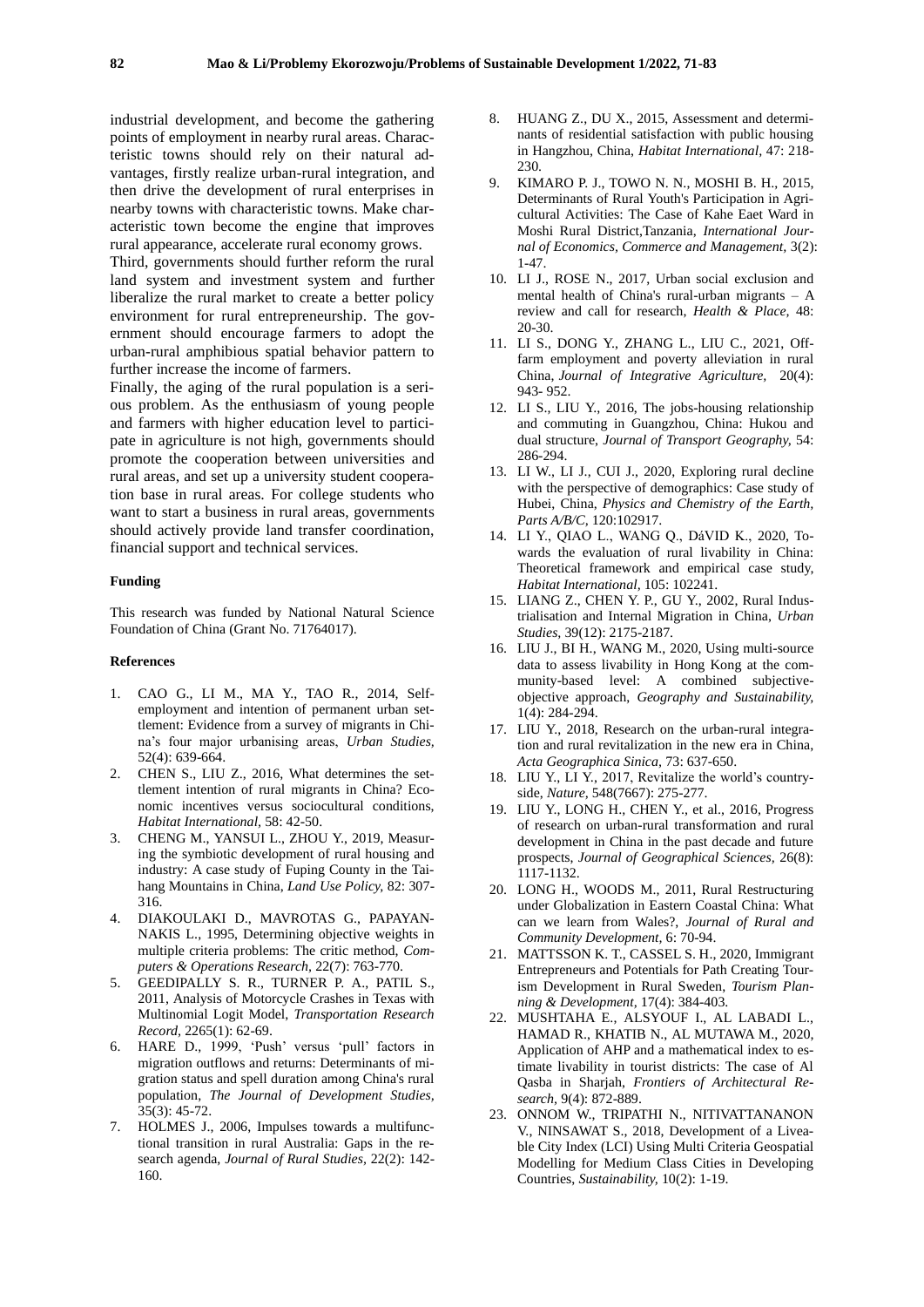industrial development, and become the gathering points of employment in nearby rural areas. Characteristic towns should rely on their natural advantages, firstly realize urban-rural integration, and then drive the development of rural enterprises in nearby towns with characteristic towns. Make characteristic town become the engine that improves rural appearance, accelerate rural economy grows.

Third, governments should further reform the rural land system and investment system and further liberalize the rural market to create a better policy environment for rural entrepreneurship. The government should encourage farmers to adopt the urban-rural amphibious spatial behavior pattern to further increase the income of farmers.

Finally, the aging of the rural population is a serious problem. As the enthusiasm of young people and farmers with higher education level to participate in agriculture is not high, governments should promote the cooperation between universities and rural areas, and set up a university student cooperation base in rural areas. For college students who want to start a business in rural areas, governments should actively provide land transfer coordination, financial support and technical services.

#### Funding

This research was funded by National Natural Science Foundation of China (Grant No. 71764017).

#### References

1. CAO G., LI M., MA Y., TAO R., 2014, Self-employment and intention of permanent urban settlement: Evidence from a survey of migrants in China's four major urbanising areas, *Urban Studies*, 52(4): 639-664.
2. CHEN S., LIU Z., 2016, What determines the settlement intention of rural migrants in China? Economic incentives versus sociocultural conditions, *Habitat International*, 58: 42-50.
3. CHENG M., YANSUI L., ZHOU Y., 2019, Measuring the symbiotic development of rural housing and industry: A case study of Fuping County in the Taihang Mountains in China, *Land Use Policy*, 82: 307-316.
4. DIAKOULAKI D., MAVROTAS G., PAPAYANNAKIS L., 1995, Determining objective weights in multiple criteria problems: The critic method, *Computers & Operations Research*, 22(7): 763-770.
5. GEEDIPALLY S. R., TURNER P. A., PATIL S., 2011, Analysis of Motorcycle Crashes in Texas with Multinomial Logit Model, *Transportation Research Record*, 2265(1): 62-69.
6. HARE D., 1999, 'Push' versus 'pull' factors in migration outflows and returns: Determinants of migration status and spell duration among China's rural population, *The Journal of Development Studies*, 35(3): 45-72.
7. HOLMES J., 2006, Impulses towards a multifunctional transition in rural Australia: Gaps in the research agenda, *Journal of Rural Studies*, 22(2): 142-160.
8. HUANG Z., DU X., 2015, Assessment and determinants of residential satisfaction with public housing in Hangzhou, China, *Habitat International*, 47: 218-230.
9. KIMARO P. J., TOWO N. N., MOSHI B. H., 2015, Determinants of Rural Youth's Participation in Agricultural Activities: The Case of Kahe Eaet Ward in Moshi Rural District,Tanzania, *International Journal of Economics, Commerce and Management*, 3(2): 1-47.
10. LI J., ROSE N., 2017, Urban social exclusion and mental health of China's rural-urban migrants – A review and call for research, *Health & Place*, 48: 20-30.
11. LI S., DONG Y., ZHANG L., LIU C., 2021, Off-farm employment and poverty alleviation in rural China, *Journal of Integrative Agriculture*, 20(4): 943- 952.
12. LI S., LIU Y., 2016, The jobs-housing relationship and commuting in Guangzhou, China: Hukou and dual structure, *Journal of Transport Geography*, 54: 286-294.
13. LI W., LI J., CUI J., 2020, Exploring rural decline with the perspective of demographics: Case study of Hubei, China, *Physics and Chemistry of the Earth, Parts A/B/C*, 120:102917.
14. LI Y., QIAO L., WANG Q., DáVID K., 2020, Towards the evaluation of rural livability in China: Theoretical framework and empirical case study, *Habitat International*, 105: 102241.
15. LIANG Z., CHEN Y. P., GU Y., 2002, Rural Industrialisation and Internal Migration in China, *Urban Studies*, 39(12): 2175-2187.
16. LIU J., BI H., WANG M., 2020, Using multi-source data to assess livability in Hong Kong at the community-based level: A combined subjective-objective approach, *Geography and Sustainability*, 1(4): 284-294.
17. LIU Y., 2018, Research on the urban-rural integration and rural revitalization in the new era in China, *Acta Geographica Sinica*, 73: 637-650.
18. LIU Y., LI Y., 2017, Revitalize the world's countryside, *Nature*, 548(7667): 275-277.
19. LIU Y., LONG H., CHEN Y., et al., 2016, Progress of research on urban-rural transformation and rural development in China in the past decade and future prospects, *Journal of Geographical Sciences*, 26(8): 1117-1132.
20. LONG H., WOODS M., 2011, Rural Restructuring under Globalization in Eastern Coastal China: What can we learn from Wales?, *Journal of Rural and Community Development*, 6: 70-94.
21. MATTSSON K. T., CASSEL S. H., 2020, Immigrant Entrepreneurs and Potentials for Path Creating Tourism Development in Rural Sweden, *Tourism Planning & Development*, 17(4): 384-403.
22. MUSHTAHA E., ALSYOUF I., AL LABADI L., HAMAD R., KHATIB N., AL MUTAWA M., 2020, Application of AHP and a mathematical index to estimate livability in tourist districts: The case of Al Qasba in Sharjah, *Frontiers of Architectural Research*, 9(4): 872-889.
23. ONNOM W., TRIPATHI N., NITIVATTANANON V., NINSAWAT S., 2018, Development of a Liveable City Index (LCI) Using Multi Criteria Geospatial Modelling for Medium Class Cities in Developing Countries, *Sustainability*, 10(2): 1-19.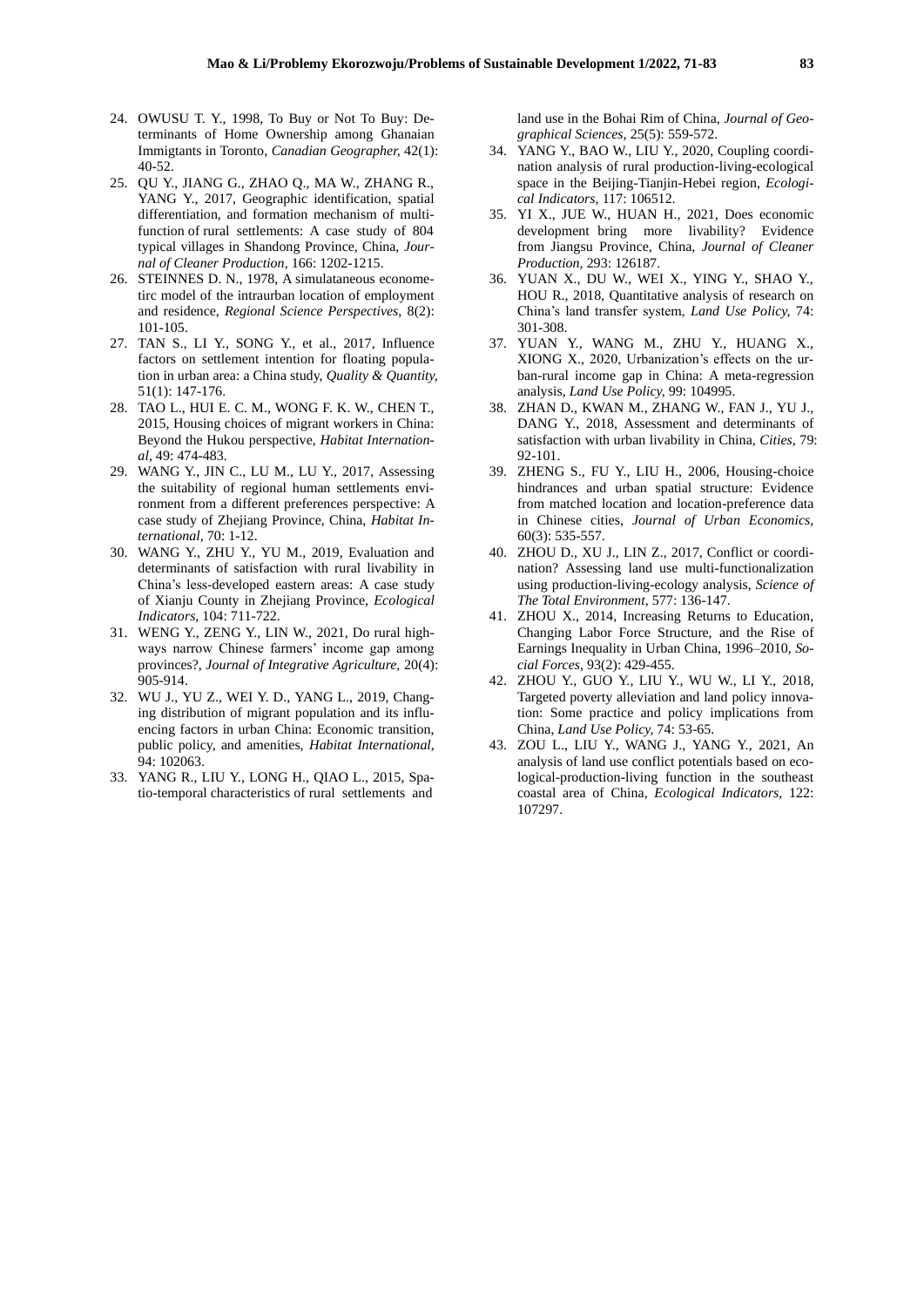24. OWUSU T. Y., 1998, To Buy or Not To Buy: Determinants of Home Ownership among Ghanaian Immigtants in Toronto, *Canadian Geographer,* 42(1): 40-52.
25. QU Y., JIANG G., ZHAO Q., MA W., ZHANG R., YANG Y., 2017, Geographic identification, spatial differentiation, and formation mechanism of multifunction of rural settlements: A case study of 804 typical villages in Shandong Province, China, *Journal of Cleaner Production,* 166: 1202-1215.
26. STEINNES D. N., 1978, A simulataneous econometirc model of the intraurban location of employment and residence, *Regional Science Perspectives,* 8(2): 101-105.
27. TAN S., LI Y., SONG Y., et al., 2017, Influence factors on settlement intention for floating population in urban area: a China study, *Quality & Quantity,* 51(1): 147-176.
28. TAO L., HUI E. C. M., WONG F. K. W., CHEN T., 2015, Housing choices of migrant workers in China: Beyond the Hukou perspective, *Habitat International,* 49: 474-483.
29. WANG Y., JIN C., LU M., LU Y., 2017, Assessing the suitability of regional human settlements environment from a different preferences perspective: A case study of Zhejiang Province, China, *Habitat International,* 70: 1-12.
30. WANG Y., ZHU Y., YU M., 2019, Evaluation and determinants of satisfaction with rural livability in China's less-developed eastern areas: A case study of Xianju County in Zhejiang Province, *Ecological Indicators,* 104: 711-722.
31. WENG Y., ZENG Y., LIN W., 2021, Do rural highways narrow Chinese farmers' income gap among provinces?, *Journal of Integrative Agriculture,* 20(4): 905-914.
32. WU J., YU Z., WEI Y. D., YANG L., 2019, Changing distribution of migrant population and its influencing factors in urban China: Economic transition, public policy, and amenities, *Habitat International,* 94: 102063.
33. YANG R., LIU Y., LONG H., QIAO L., 2015, Spatio-temporal characteristics of rural settlements and land use in the Bohai Rim of China, *Journal of Geographical Sciences,* 25(5): 559-572.
34. YANG Y., BAO W., LIU Y., 2020, Coupling coordination analysis of rural production-living-ecological space in the Beijing-Tianjin-Hebei region, *Ecological Indicators,* 117: 106512.
35. YI X., JUE W., HUAN H., 2021, Does economic development bring more livability? Evidence from Jiangsu Province, China, *Journal of Cleaner Production,* 293: 126187.
36. YUAN X., DU W., WEI X., YING Y., SHAO Y., HOU R., 2018, Quantitative analysis of research on China's land transfer system, *Land Use Policy,* 74: 301-308.
37. YUAN Y., WANG M., ZHU Y., HUANG X., XIONG X., 2020, Urbanization's effects on the urban-rural income gap in China: A meta-regression analysis, *Land Use Policy,* 99: 104995.
38. ZHAN D., KWAN M., ZHANG W., FAN J., YU J., DANG Y., 2018, Assessment and determinants of satisfaction with urban livability in China, *Cities,* 79: 92-101.
39. ZHENG S., FU Y., LIU H., 2006, Housing-choice hindrances and urban spatial structure: Evidence from matched location and location-preference data in Chinese cities, *Journal of Urban Economics,* 60(3): 535-557.
40. ZHOU D., XU J., LIN Z., 2017, Conflict or coordination? Assessing land use multi-functionalization using production-living-ecology analysis, *Science of The Total Environment,* 577: 136-147.
41. ZHOU X., 2014, Increasing Returns to Education, Changing Labor Force Structure, and the Rise of Earnings Inequality in Urban China, 1996–2010, *Social Forces,* 93(2): 429-455.
42. ZHOU Y., GUO Y., LIU Y., WU W., LI Y., 2018, Targeted poverty alleviation and land policy innovation: Some practice and policy implications from China, *Land Use Policy,* 74: 53-65.
43. ZOU L., LIU Y., WANG J., YANG Y., 2021, An analysis of land use conflict potentials based on ecological-production-living function in the southeast coastal area of China, *Ecological Indicators,* 122: 107297.